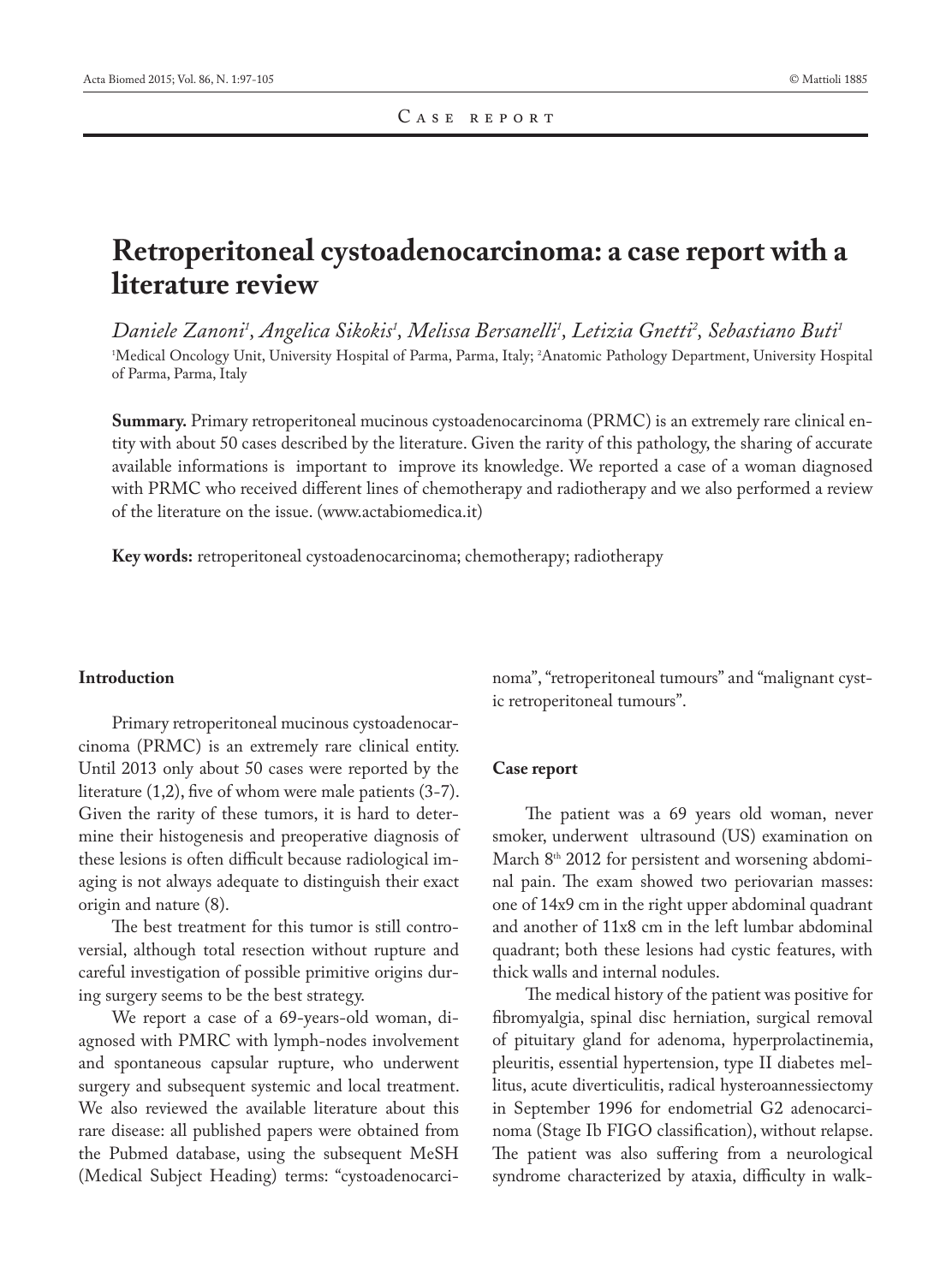Case report

# Retroperitoneal cystoadenocarcinoma: a case report with a literature review

*Daniele Zanoni[1], Angelica Sikokis[1], Melissa Bersanelli[1], Letizia Gnetti[2], Sebastiano Buti[1]*

[1]Medical Oncology Unit, University Hospital of Parma, Parma, Italy; [2]Anatomic Pathology Department, University Hospital of Parma, Parma, Italy

**Summary.** Primary retroperitoneal mucinous cystoadenocarcinoma (PRMC) is an extremely rare clinical entity with about 50 cases described by the literature. Given the rarity of this pathology, the sharing of accurate available informations is important to improve its knowledge. We reported a case of a woman diagnosed with PRMC who received different lines of chemotherapy and radiotherapy and we also performed a review of the literature on the issue. (www.actabiomedica.it)

**Key words:** retroperitoneal cystoadenocarcinoma; chemotherapy; radiotherapy

## Introduction

Primary retroperitoneal mucinous cystoadenocarcinoma (PRMC) is an extremely rare clinical entity. Until 2013 only about 50 cases were reported by the literature (1,2), five of whom were male patients (3-7). Given the rarity of these tumors, it is hard to determine their histogenesis and preoperative diagnosis of these lesions is often difficult because radiological imaging is not always adequate to distinguish their exact origin and nature (8).

The best treatment for this tumor is still controversial, although total resection without rupture and careful investigation of possible primitive origins during surgery seems to be the best strategy.

We report a case of a 69-years-old woman, diagnosed with PMRC with lymph-nodes involvement and spontaneous capsular rupture, who underwent surgery and subsequent systemic and local treatment. We also reviewed the available literature about this rare disease: all published papers were obtained from the Pubmed database, using the subsequent MeSH (Medical Subject Heading) terms: "cystoadenocarcinoma", "retroperitoneal tumours" and "malignant cystic retroperitoneal tumours".

## Case report

The patient was a 69 years old woman, never smoker, underwent ultrasound (US) examination on March 8th 2012 for persistent and worsening abdominal pain. The exam showed two periovarian masses: one of 14x9 cm in the right upper abdominal quadrant and another of 11x8 cm in the left lumbar abdominal quadrant; both these lesions had cystic features, with thick walls and internal nodules.

The medical history of the patient was positive for fibromyalgia, spinal disc herniation, surgical removal of pituitary gland for adenoma, hyperprolactinemia, pleuritis, essential hypertension, type II diabetes mellitus, acute diverticulitis, radical hysteroannessiectomy in September 1996 for endometrial G2 adenocarcinoma (Stage Ib FIGO classification), without relapse. The patient was also suffering from a neurological syndrome characterized by ataxia, difficulty in walk-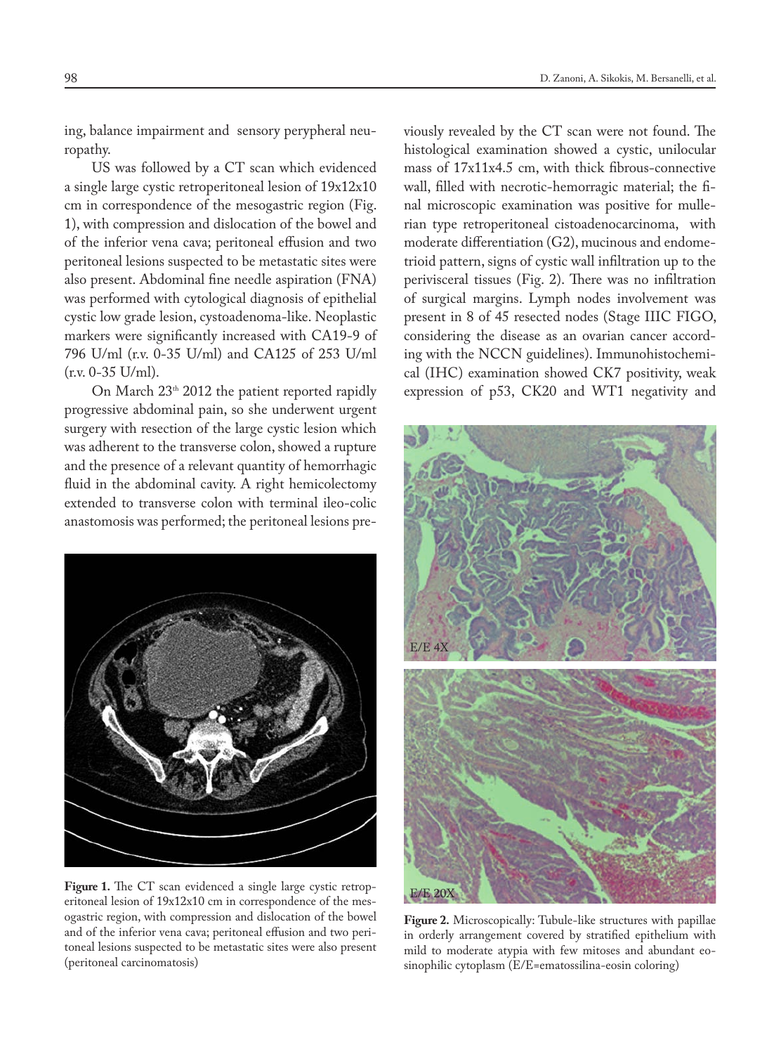ing, balance impairment and sensory perypheral neuropathy.

US was followed by a CT scan which evidenced a single large cystic retroperitoneal lesion of 19x12x10 cm in correspondence of the mesogastric region (Fig. 1), with compression and dislocation of the bowel and of the inferior vena cava; peritoneal effusion and two peritoneal lesions suspected to be metastatic sites were also present. Abdominal fine needle aspiration (FNA) was performed with cytological diagnosis of epithelial cystic low grade lesion, cystoadenoma-like. Neoplastic markers were significantly increased with CA19-9 of 796 U/ml (r.v. 0-35 U/ml) and CA125 of 253 U/ml (r.v. 0-35 U/ml).

On March 23th 2012 the patient reported rapidly progressive abdominal pain, so she underwent urgent surgery with resection of the large cystic lesion which was adherent to the transverse colon, showed a rupture and the presence of a relevant quantity of hemorrhagic fluid in the abdominal cavity. A right hemicolectomy extended to transverse colon with terminal ileo-colic anastomosis was performed; the peritoneal lesions previously revealed by the CT scan were not found. The histological examination showed a cystic, unilocular mass of 17x11x4.5 cm, with thick fibrous-connective wall, filled with necrotic-hemorragic material; the final microscopic examination was positive for mullerian type retroperitoneal cistoadenocarcinoma, with moderate differentiation (G2), mucinous and endometrioid pattern, signs of cystic wall infiltration up to the perivisceral tissues (Fig. 2). There was no infiltration of surgical margins. Lymph nodes involvement was present in 8 of 45 resected nodes (Stage IIIC FIGO, considering the disease as an ovarian cancer according with the NCCN guidelines). Immunohistochemical (IHC) examination showed CK7 positivity, weak expression of p53, CK20 and WT1 negativity and

**Figure 1.** The CT scan evidenced a single large cystic retroperitoneal lesion of 19x12x10 cm in correspondence of the mesogastric region, with compression and dislocation of the bowel and of the inferior vena cava; peritoneal effusion and two peritoneal lesions suspected to be metastatic sites were also present (peritoneal carcinomatosis)

**Figure 2.** Microscopically: Tubule-like structures with papillae in orderly arrangement covered by stratified epithelium with mild to moderate atypia with few mitoses and abundant eosinophilic cytoplasm (E/E=ematossilina-eosin coloring)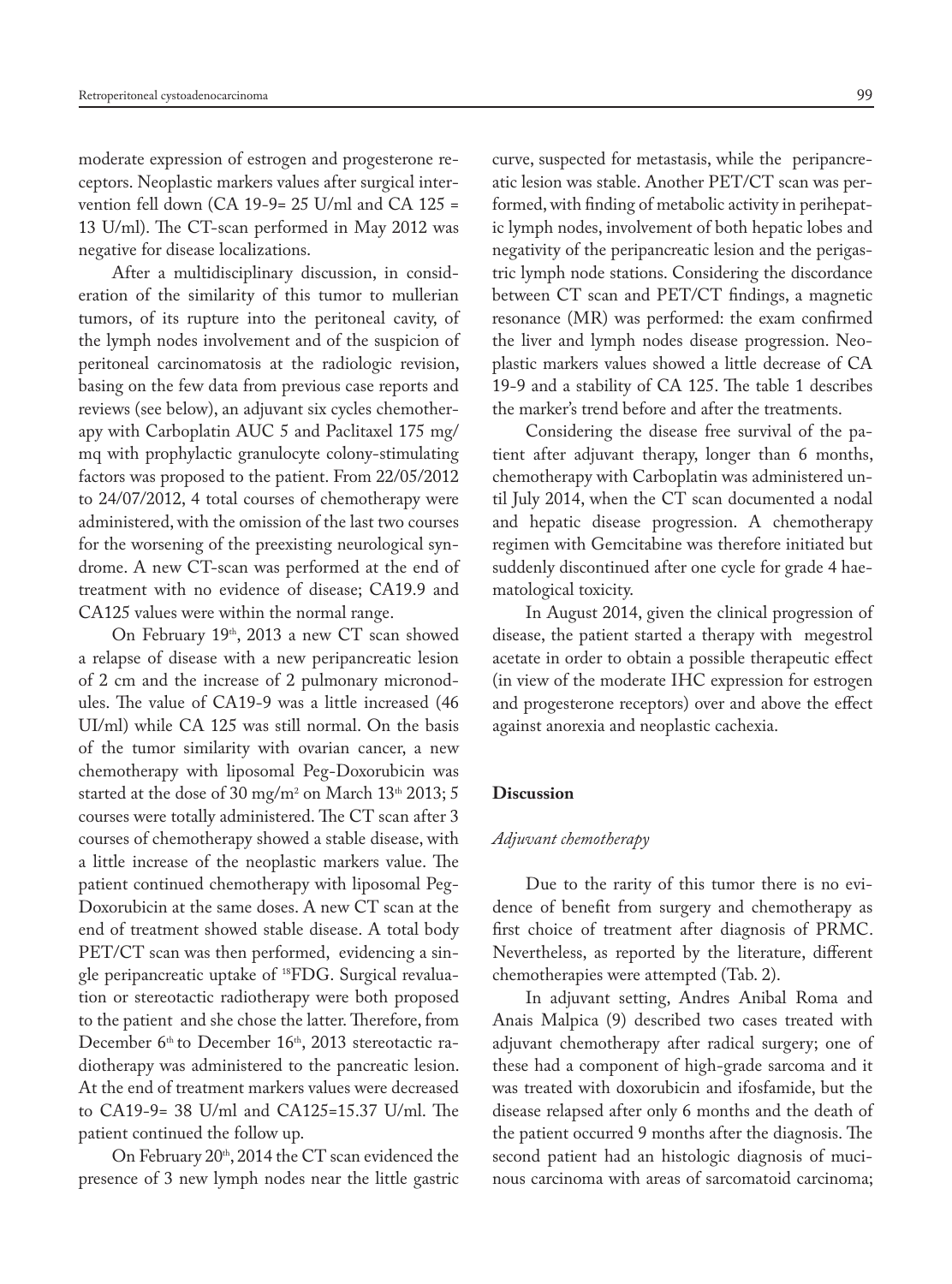moderate expression of estrogen and progesterone receptors. Neoplastic markers values after surgical intervention fell down (CA 19-9= 25 U/ml and CA 125 = 13 U/ml). The CT-scan performed in May 2012 was negative for disease localizations.

After a multidisciplinary discussion, in consideration of the similarity of this tumor to mullerian tumors, of its rupture into the peritoneal cavity, of the lymph nodes involvement and of the suspicion of peritoneal carcinomatosis at the radiologic revision, basing on the few data from previous case reports and reviews (see below), an adjuvant six cycles chemotherapy with Carboplatin AUC 5 and Paclitaxel 175 mg/mq with prophylactic granulocyte colony-stimulating factors was proposed to the patient. From 22/05/2012 to 24/07/2012, 4 total courses of chemotherapy were administered, with the omission of the last two courses for the worsening of the preexisting neurological syndrome. A new CT-scan was performed at the end of treatment with no evidence of disease; CA19.9 and CA125 values were within the normal range.

On February 19th, 2013 a new CT scan showed a relapse of disease with a new peripancreatic lesion of 2 cm and the increase of 2 pulmonary micronodules. The value of CA19-9 was a little increased (46 UI/ml) while CA 125 was still normal. On the basis of the tumor similarity with ovarian cancer, a new chemotherapy with liposomal Peg-Doxorubicin was started at the dose of 30 mg/m$^2$ on March 13th 2013; 5 courses were totally administered. The CT scan after 3 courses of chemotherapy showed a stable disease, with a little increase of the neoplastic markers value. The patient continued chemotherapy with liposomal Peg-Doxorubicin at the same doses. A new CT scan at the end of treatment showed stable disease. A total body PET/CT scan was then performed, evidencing a single peripancreatic uptake of $^{18}$FDG. Surgical revaluation or stereotactic radiotherapy were both proposed to the patient and she chose the latter. Therefore, from December 6th to December 16th, 2013 stereotactic radiotherapy was administered to the pancreatic lesion. At the end of treatment markers values were decreased to CA19-9= 38 U/ml and CA125=15.37 U/ml. The patient continued the follow up.

On February 20th, 2014 the CT scan evidenced the presence of 3 new lymph nodes near the little gastric curve, suspected for metastasis, while the peripancreatic lesion was stable. Another PET/CT scan was performed, with finding of metabolic activity in perihepatic lymph nodes, involvement of both hepatic lobes and negativity of the peripancreatic lesion and the perigastric lymph node stations. Considering the discordance between CT scan and PET/CT findings, a magnetic resonance (MR) was performed: the exam confirmed the liver and lymph nodes disease progression. Neoplastic markers values showed a little decrease of CA 19-9 and a stability of CA 125. The table 1 describes the marker's trend before and after the treatments.

Considering the disease free survival of the patient after adjuvant therapy, longer than 6 months, chemotherapy with Carboplatin was administered until July 2014, when the CT scan documented a nodal and hepatic disease progression. A chemotherapy regimen with Gemcitabine was therefore initiated but suddenly discontinued after one cycle for grade 4 haematological toxicity.

In August 2014, given the clinical progression of disease, the patient started a therapy with megestrol acetate in order to obtain a possible therapeutic effect (in view of the moderate IHC expression for estrogen and progesterone receptors) over and above the effect against anorexia and neoplastic cachexia.

## Discussion

### *Adjuvant chemotherapy*

Due to the rarity of this tumor there is no evidence of benefit from surgery and chemotherapy as first choice of treatment after diagnosis of PRMC. Nevertheless, as reported by the literature, different chemotherapies were attempted (Tab. 2).

In adjuvant setting, Andres Anibal Roma and Anais Malpica (9) described two cases treated with adjuvant chemotherapy after radical surgery; one of these had a component of high-grade sarcoma and it was treated with doxorubicin and ifosfamide, but the disease relapsed after only 6 months and the death of the patient occurred 9 months after the diagnosis. The second patient had an histologic diagnosis of mucinous carcinoma with areas of sarcomatoid carcinoma;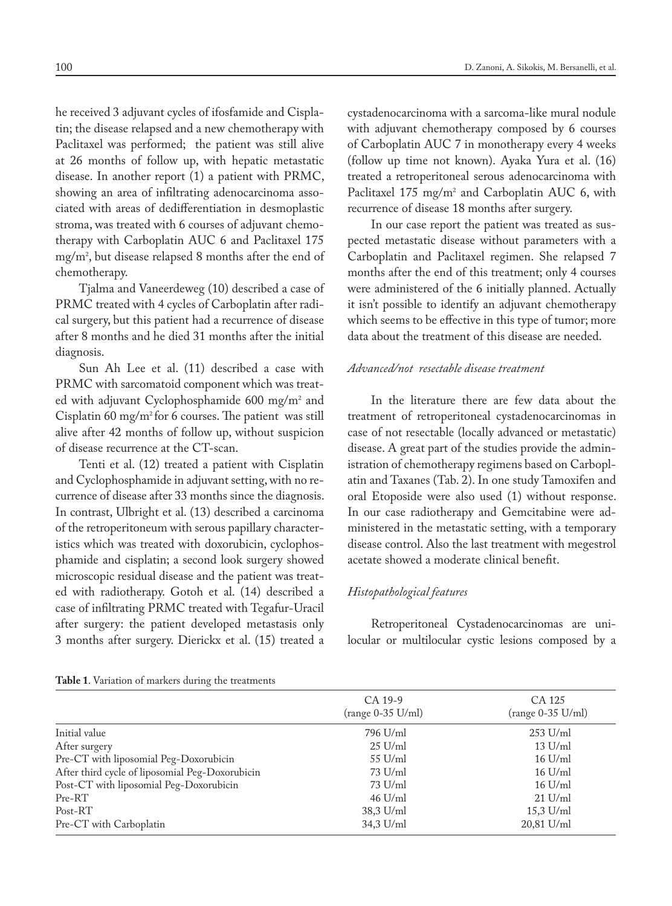he received 3 adjuvant cycles of ifosfamide and Cisplatin; the disease relapsed and a new chemotherapy with Paclitaxel was performed; the patient was still alive at 26 months of follow up, with hepatic metastatic disease. In another report (1) a patient with PRMC, showing an area of infiltrating adenocarcinoma associated with areas of dedifferentiation in desmoplastic stroma, was treated with 6 courses of adjuvant chemotherapy with Carboplatin AUC 6 and Paclitaxel 175 mg/m$^2$, but disease relapsed 8 months after the end of chemotherapy.

Tjalma and Vaneerdeweg (10) described a case of PRMC treated with 4 cycles of Carboplatin after radical surgery, but this patient had a recurrence of disease after 8 months and he died 31 months after the initial diagnosis.

Sun Ah Lee et al. (11) described a case with PRMC with sarcomatoid component which was treated with adjuvant Cyclophosphamide 600 mg/m$^2$ and Cisplatin 60 mg/m$^2$ for 6 courses. The patient was still alive after 42 months of follow up, without suspicion of disease recurrence at the CT-scan.

Tenti et al. (12) treated a patient with Cisplatin and Cyclophosphamide in adjuvant setting, with no recurrence of disease after 33 months since the diagnosis. In contrast, Ulbright et al. (13) described a carcinoma of the retroperitoneum with serous papillary characteristics which was treated with doxorubicin, cyclophosphamide and cisplatin; a second look surgery showed microscopic residual disease and the patient was treated with radiotherapy. Gotoh et al. (14) described a case of infiltrating PRMC treated with Tegafur-Uracil after surgery: the patient developed metastasis only 3 months after surgery. Dierickx et al. (15) treated a cystadenocarcinoma with a sarcoma-like mural nodule with adjuvant chemotherapy composed by 6 courses of Carboplatin AUC 7 in monotherapy every 4 weeks (follow up time not known). Ayaka Yura et al. (16) treated a retroperitoneal serous adenocarcinoma with Paclitaxel 175 mg/m$^2$ and Carboplatin AUC 6, with recurrence of disease 18 months after surgery.

In our case report the patient was treated as suspected metastatic disease without parameters with a Carboplatin and Paclitaxel regimen. She relapsed 7 months after the end of this treatment; only 4 courses were administered of the 6 initially planned. Actually it isn't possible to identify an adjuvant chemotherapy which seems to be effective in this type of tumor; more data about the treatment of this disease are needed.

*Advanced/not resectable disease treatment*

In the literature there are few data about the treatment of retroperitoneal cystadenocarcinomas in case of not resectable (locally advanced or metastatic) disease. A great part of the studies provide the administration of chemotherapy regimens based on Carboplatin and Taxanes (Tab. 2). In one study Tamoxifen and oral Etoposide were also used (1) without response. In our case radiotherapy and Gemcitabine were administered in the metastatic setting, with a temporary disease control. Also the last treatment with megestrol acetate showed a moderate clinical benefit.

*Histopathological features*

Retroperitoneal Cystadenocarcinomas are unilocular or multilocular cystic lesions composed by a

**Table 1**. Variation of markers during the treatments

| | CA 19-9 (range 0-35 U/ml) | CA 125 (range 0-35 U/ml) |
|---|---|---|
| Initial value | 796 U/ml | 253 U/ml |
| After surgery | 25 U/ml | 13 U/ml |
| Pre-CT with liposomial Peg-Doxorubicin | 55 U/ml | 16 U/ml |
| After third cycle of liposomial Peg-Doxorubicin | 73 U/ml | 16 U/ml |
| Post-CT with liposomial Peg-Doxorubicin | 73 U/ml | 16 U/ml |
| Pre-RT | 46 U/ml | 21 U/ml |
| Post-RT | 38,3 U/ml | 15,3 U/ml |
| Pre-CT with Carboplatin | 34,3 U/ml | 20,81 U/ml |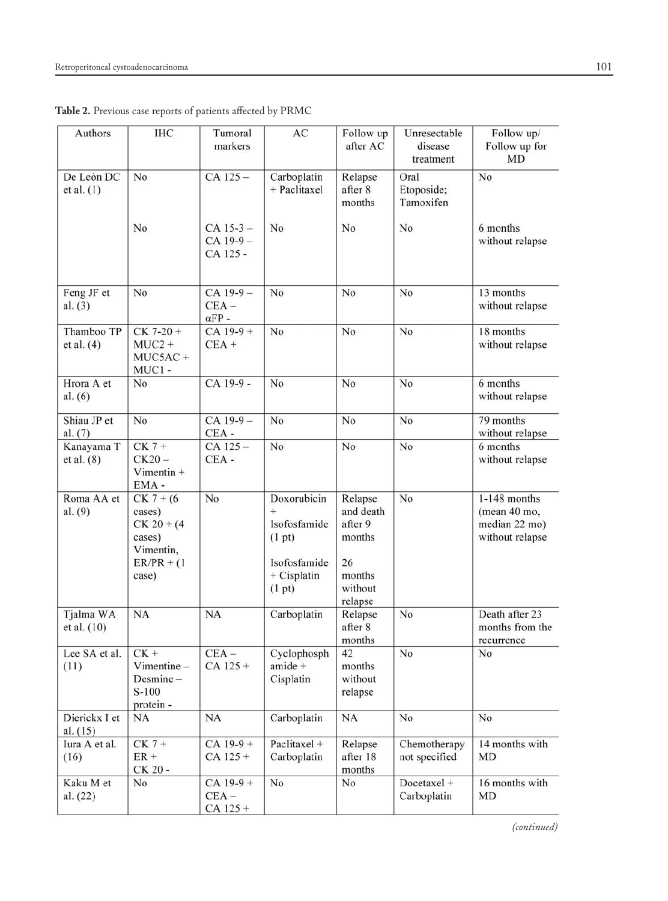**Table 2.** Previous case reports of patients affected by PRMC

| Authors | IHC | Tumoral markers | AC | Follow up after AC | Unresectable disease treatment | Follow up/ Follow up for MD |
|---|---|---|---|---|---|---|
| De Leòn DC et al. (1) | No | CA 125 – | Carboplatin + Paclitaxel | Relapse after 8 months | Oral Etoposide; Tamoxifen | No |
| | No | CA 15-3 – CA 19-9 – CA 125 - | No | No | No | 6 months without relapse |
| Feng JF et al. (3) | No | CA 19-9 – CEA – αFP - | No | No | No | 13 months without relapse |
| Thamboo TP et al. (4) | CK 7-20 + MUC2 + MUC5AC + MUC1 - | CA 19-9 + CEA + | No | No | No | 18 months without relapse |
| Hrora A et al. (6) | No | CA 19-9 - | No | No | No | 6 months without relapse |
| Shiau JP et al. (7) | No | CA 19-9 – CEA - | No | No | No | 79 months without relapse |
| Kanayama T et al. (8) | CK 7 + CK20 – Vimentin + EMA - | CA 125 – CEA - | No | No | No | 6 months without relapse |
| Roma AA et al. (9) | CK 7 + (6 cases) CK 20 + (4 cases) Vimentin, ER/PR + (1 case) | No | Doxorubicin + Isofosfamide (1 pt) Isofosfamide + Cisplatin (1 pt) | Relapse and death after 9 months 26 months without relapse | No | 1-148 months (mean 40 mo, median 22 mo) without relapse |
| Tjalma WA et al. (10) | NA | NA | Carboplatin | Relapse after 8 months | No | Death after 23 months from the recurrence |
| Lee SA et al. (11) | CK + Vimentine – Desmine – S-100 protein - | CEA – CA 125 + | Cyclophosphamide + Cisplatin | 42 months without relapse | No | No |
| Dierickx I et al. (15) | NA | NA | Carboplatin | NA | No | No |
| Iura A et al. (16) | CK 7 + ER + CK 20 - | CA 19-9 + CA 125 + | Paclitaxel + Carboplatin | Relapse after 18 months | Chemotherapy not specified | 14 months with MD |
| Kaku M et al. (22) | No | CA 19-9 + CEA – CA 125 + | No | No | Docetaxel + Carboplatin | 16 months with MD |

*(continued)*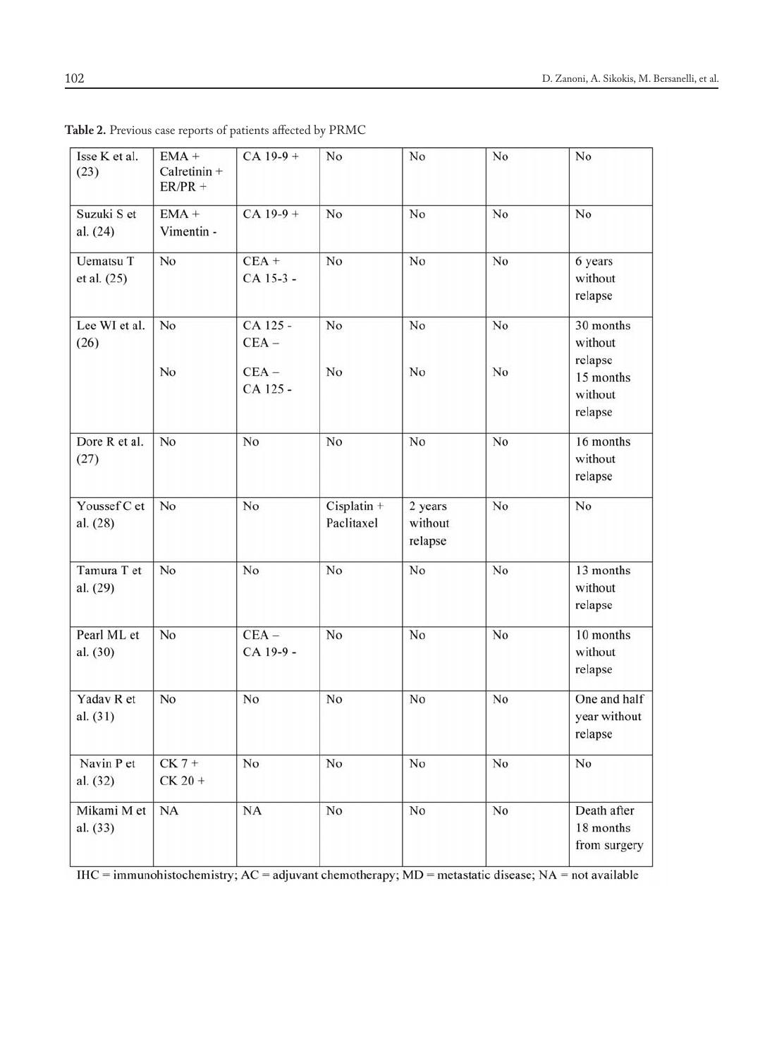**Table 2.** Previous case reports of patients affected by PRMC

| | | | | | | |
|---|---|---|---|---|---|---|
| Isse K et al. (23) | EMA + Calretinin + ER/PR + | CA 19-9 + | No | No | No | No |
| Suzuki S et al. (24) | EMA + Vimentin - | CA 19-9 + | No | No | No | No |
| Uematsu T et al. (25) | No | CEA + CA 15-3 - | No | No | No | 6 years without relapse |
| Lee WI et al. (26) | No<br><br>No | CA 125 - CEA –<br><br>CEA – CA 125 - | No<br><br>No | No<br><br>No | No<br><br>No | 30 months without relapse<br>15 months without relapse |
| Dore R et al. (27) | No | No | No | No | No | 16 months without relapse |
| Youssef C et al. (28) | No | No | Cisplatin + Paclitaxel | 2 years without relapse | No | No |
| Tamura T et al. (29) | No | No | No | No | No | 13 months without relapse |
| Pearl ML et al. (30) | No | CEA – CA 19-9 - | No | No | No | 10 months without relapse |
| Yadav R et al. (31) | No | No | No | No | No | One and half year without relapse |
| Navin P et al. (32) | CK 7 + CK 20 + | No | No | No | No | No |
| Mikami M et al. (33) | NA | NA | No | No | No | Death after 18 months from surgery |

IHC = immunohistochemistry; AC = adjuvant chemotherapy; MD = metastatic disease; NA = not available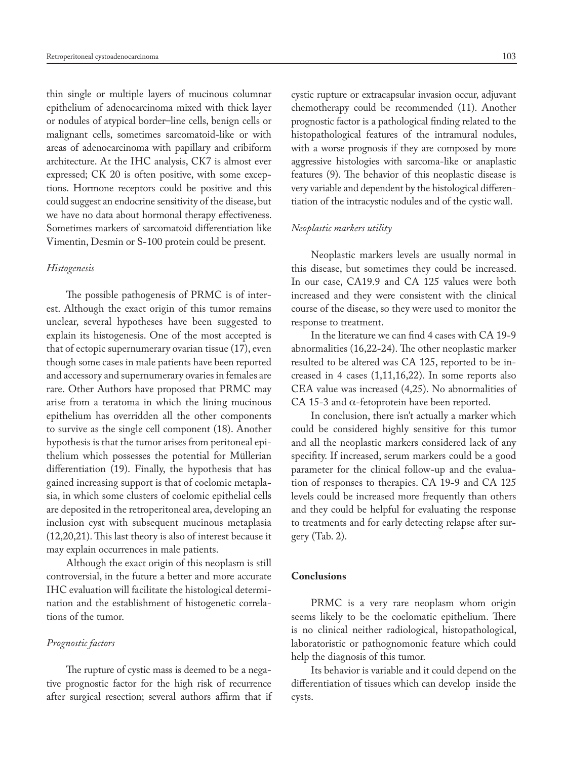thin single or multiple layers of mucinous columnar epithelium of adenocarcinoma mixed with thick layer or nodules of atypical border–line cells, benign cells or malignant cells, sometimes sarcomatoid-like or with areas of adenocarcinoma with papillary and cribiform architecture. At the IHC analysis, CK7 is almost ever expressed; CK 20 is often positive, with some exceptions. Hormone receptors could be positive and this could suggest an endocrine sensitivity of the disease, but we have no data about hormonal therapy effectiveness. Sometimes markers of sarcomatoid differentiation like Vimentin, Desmin or S-100 protein could be present.

*Histogenesis*

The possible pathogenesis of PRMC is of interest. Although the exact origin of this tumor remains unclear, several hypotheses have been suggested to explain its histogenesis. One of the most accepted is that of ectopic supernumerary ovarian tissue (17), even though some cases in male patients have been reported and accessory and supernumerary ovaries in females are rare. Other Authors have proposed that PRMC may arise from a teratoma in which the lining mucinous epithelium has overridden all the other components to survive as the single cell component (18). Another hypothesis is that the tumor arises from peritoneal epithelium which possesses the potential for Müllerian differentiation (19). Finally, the hypothesis that has gained increasing support is that of coelomic metaplasia, in which some clusters of coelomic epithelial cells are deposited in the retroperitoneal area, developing an inclusion cyst with subsequent mucinous metaplasia (12,20,21). This last theory is also of interest because it may explain occurrences in male patients.

Although the exact origin of this neoplasm is still controversial, in the future a better and more accurate IHC evaluation will facilitate the histological determination and the establishment of histogenetic correlations of the tumor.

*Prognostic factors*

The rupture of cystic mass is deemed to be a negative prognostic factor for the high risk of recurrence after surgical resection; several authors affirm that if cystic rupture or extracapsular invasion occur, adjuvant chemotherapy could be recommended (11). Another prognostic factor is a pathological finding related to the histopathological features of the intramural nodules, with a worse prognosis if they are composed by more aggressive histologies with sarcoma-like or anaplastic features (9). The behavior of this neoplastic disease is very variable and dependent by the histological differentiation of the intracystic nodules and of the cystic wall.

*Neoplastic markers utility*

Neoplastic markers levels are usually normal in this disease, but sometimes they could be increased. In our case, CA19.9 and CA 125 values were both increased and they were consistent with the clinical course of the disease, so they were used to monitor the response to treatment.

In the literature we can find 4 cases with CA 19-9 abnormalities (16,22-24). The other neoplastic marker resulted to be altered was CA 125, reported to be increased in 4 cases (1,11,16,22). In some reports also CEA value was increased (4,25). No abnormalities of CA 15-3 and $\alpha$-fetoprotein have been reported.

In conclusion, there isn't actually a marker which could be considered highly sensitive for this tumor and all the neoplastic markers considered lack of any specifity. If increased, serum markers could be a good parameter for the clinical follow-up and the evaluation of responses to therapies. CA 19-9 and CA 125 levels could be increased more frequently than others and they could be helpful for evaluating the response to treatments and for early detecting relapse after surgery (Tab. 2).

## Conclusions

PRMC is a very rare neoplasm whom origin seems likely to be the coelomatic epithelium. There is no clinical neither radiological, histopathological, laboratoristic or pathognomonic feature which could help the diagnosis of this tumor.

Its behavior is variable and it could depend on the differentiation of tissues which can develop inside the cysts.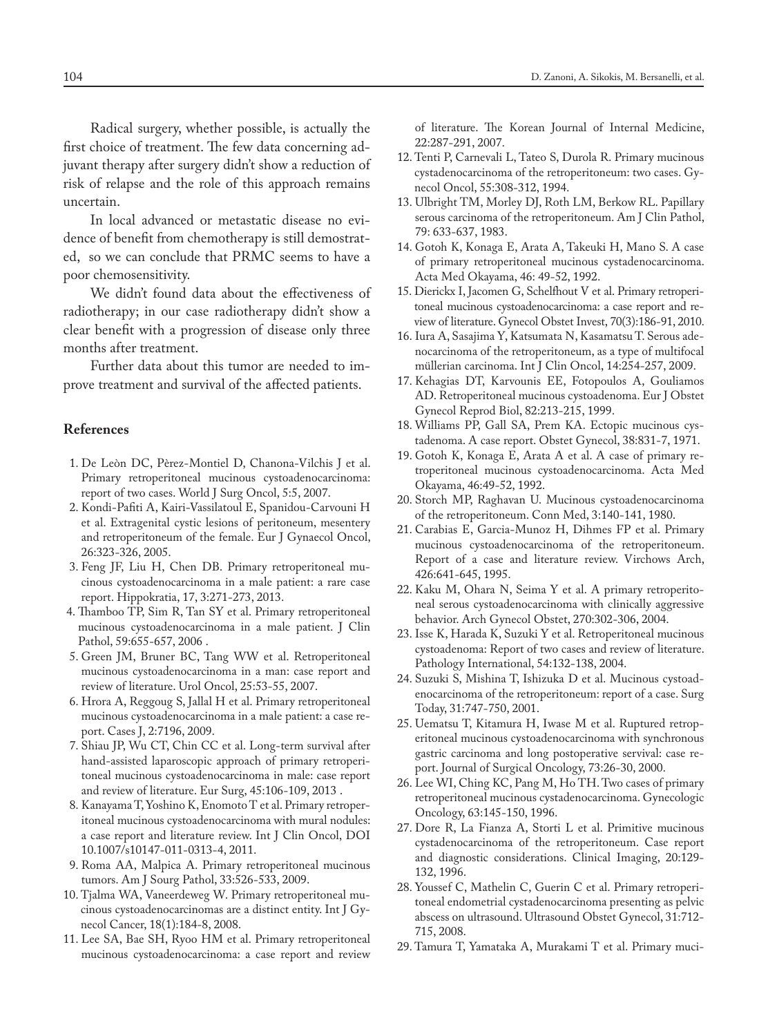Radical surgery, whether possible, is actually the first choice of treatment. The few data concerning adjuvant therapy after surgery didn't show a reduction of risk of relapse and the role of this approach remains uncertain.

In local advanced or metastatic disease no evidence of benefit from chemotherapy is still demostrated, so we can conclude that PRMC seems to have a poor chemosensitivity.

We didn't found data about the effectiveness of radiotherapy; in our case radiotherapy didn't show a clear benefit with a progression of disease only three months after treatment.

Further data about this tumor are needed to improve treatment and survival of the affected patients.

## References

1. De Leòn DC, Pèrez-Montiel D, Chanona-Vilchis J et al. Primary retroperitoneal mucinous cystoadenocarcinoma: report of two cases. World J Surg Oncol, 5:5, 2007.
2. Kondi-Pafiti A, Kairi-Vassilatoul E, Spanidou-Carvouni H et al. Extragenital cystic lesions of peritoneum, mesentery and retroperitoneum of the female. Eur J Gynaecol Oncol, 26:323-326, 2005.
3. Feng JF, Liu H, Chen DB. Primary retroperitoneal mucinous cystoadenocarcinoma in a male patient: a rare case report. Hippokratia, 17, 3:271-273, 2013.
4. Thamboo TP, Sim R, Tan SY et al. Primary retroperitoneal mucinous cystoadenocarcinoma in a male patient. J Clin Pathol, 59:655-657, 2006 .
5. Green JM, Bruner BC, Tang WW et al. Retroperitoneal mucinous cystoadenocarcinoma in a man: case report and review of literature. Urol Oncol, 25:53-55, 2007.
6. Hrora A, Reggoug S, Jallal H et al. Primary retroperitoneal mucinous cystoadenocarcinoma in a male patient: a case report. Cases J, 2:7196, 2009.
7. Shiau JP, Wu CT, Chin CC et al. Long-term survival after hand-assisted laparoscopic approach of primary retroperitoneal mucinous cystoadenocarcinoma in male: case report and review of literature. Eur Surg, 45:106-109, 2013 .
8. Kanayama T, Yoshino K, Enomoto T et al. Primary retroperitoneal mucinous cystoadenocarcinoma with mural nodules: a case report and literature review. Int J Clin Oncol, DOI 10.1007/s10147-011-0313-4, 2011.
9. Roma AA, Malpica A. Primary retroperitoneal mucinous tumors. Am J Sourg Pathol, 33:526-533, 2009.
10. Tjalma WA, Vaneerdeweg W. Primary retroperitoneal mucinous cystoadenocarcinomas are a distinct entity. Int J Gynecol Cancer, 18(1):184-8, 2008.
11. Lee SA, Bae SH, Ryoo HM et al. Primary retroperitoneal mucinous cystoadenocarcinoma: a case report and review of literature. The Korean Journal of Internal Medicine, 22:287-291, 2007.
12. Tenti P, Carnevali L, Tateo S, Durola R. Primary mucinous cystadenocarcinoma of the retroperitoneum: two cases. Gynecol Oncol, 55:308-312, 1994.
13. Ulbright TM, Morley DJ, Roth LM, Berkow RL. Papillary serous carcinoma of the retroperitoneum. Am J Clin Pathol, 79: 633-637, 1983.
14. Gotoh K, Konaga E, Arata A, Takeuki H, Mano S. A case of primary retroperitoneal mucinous cystadenocarcinoma. Acta Med Okayama, 46: 49-52, 1992.
15. Dierickx I, Jacomen G, Schelfhout V et al. Primary retroperitoneal mucinous cystoadenocarcinoma: a case report and review of literature. Gynecol Obstet Invest, 70(3):186-91, 2010.
16. Iura A, Sasajima Y, Katsumata N, Kasamatsu T. Serous adenocarcinoma of the retroperitoneum, as a type of multifocal müllerian carcinoma. Int J Clin Oncol, 14:254-257, 2009.
17. Kehagias DT, Karvounis EE, Fotopoulos A, Gouliamos AD. Retroperitoneal mucinous cystoadenoma. Eur J Obstet Gynecol Reprod Biol, 82:213-215, 1999.
18. Williams PP, Gall SA, Prem KA. Ectopic mucinous cystadenoma. A case report. Obstet Gynecol, 38:831-7, 1971.
19. Gotoh K, Konaga E, Arata A et al. A case of primary retroperitoneal mucinous cystoadenocarcinoma. Acta Med Okayama, 46:49-52, 1992.
20. Storch MP, Raghavan U. Mucinous cystoadenocarcinoma of the retroperitoneum. Conn Med, 3:140-141, 1980.
21. Carabias E, Garcia-Munoz H, Dihmes FP et al. Primary mucinous cystoadenocarcinoma of the retroperitoneum. Report of a case and literature review. Virchows Arch, 426:641-645, 1995.
22. Kaku M, Ohara N, Seima Y et al. A primary retroperitoneal serous cystoadenocarcinoma with clinically aggressive behavior. Arch Gynecol Obstet, 270:302-306, 2004.
23. Isse K, Harada K, Suzuki Y et al. Retroperitoneal mucinous cystoadenoma: Report of two cases and review of literature. Pathology International, 54:132-138, 2004.
24. Suzuki S, Mishina T, Ishizuka D et al. Mucinous cystoadenocarcinoma of the retroperitoneum: report of a case. Surg Today, 31:747-750, 2001.
25. Uematsu T, Kitamura H, Iwase M et al. Ruptured retroperitoneal mucinous cystoadenocarcinoma with synchronous gastric carcinoma and long postoperative servival: case report. Journal of Surgical Oncology, 73:26-30, 2000.
26. Lee WI, Ching KC, Pang M, Ho TH. Two cases of primary retroperitoneal mucinous cystadenocarcinoma. Gynecologic Oncology, 63:145-150, 1996.
27. Dore R, La Fianza A, Storti L et al. Primitive mucinous cystadenocarcinoma of the retroperitoneum. Case report and diagnostic considerations. Clinical Imaging, 20:129-132, 1996.
28. Youssef C, Mathelin C, Guerin C et al. Primary retroperitoneal endometrial cystadenocarcinoma presenting as pelvic abscess on ultrasound. Ultrasound Obstet Gynecol, 31:712-715, 2008.
29. Tamura T, Yamataka A, Murakami T et al. Primary muci-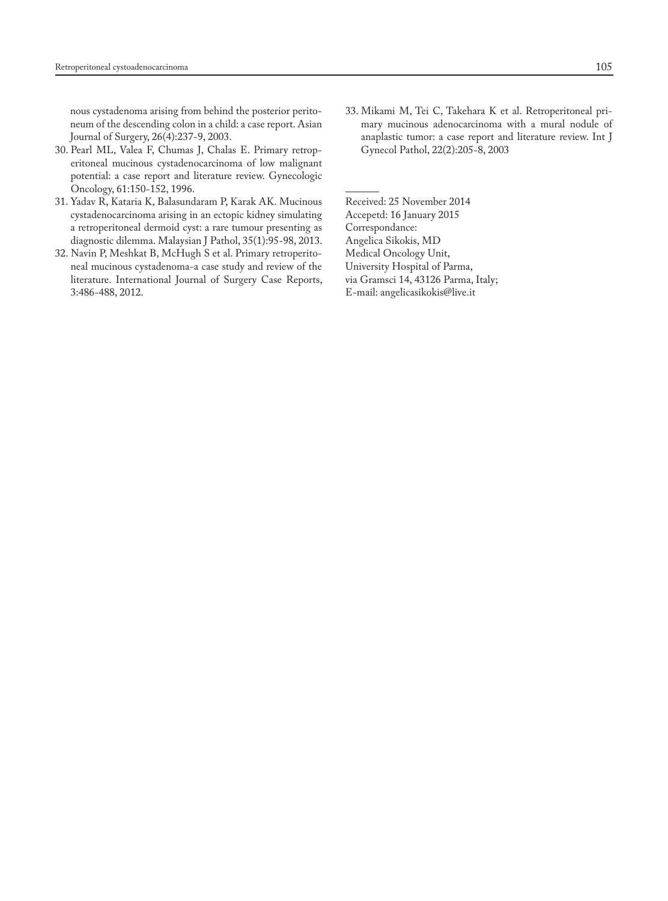nous cystadenoma arising from behind the posterior peritoneum of the descending colon in a child: a case report. Asian Journal of Surgery, 26(4):237-9, 2003.

30. Pearl ML, Valea F, Chumas J, Chalas E. Primary retroperitoneal mucinous cystadenocarcinoma of low malignant potential: a case report and literature review. Gynecologic Oncology, 61:150-152, 1996.
31. Yadav R, Kataria K, Balasundaram P, Karak AK. Mucinous cystadenocarcinoma arising in an ectopic kidney simulating a retroperitoneal dermoid cyst: a rare tumour presenting as diagnostic dilemma. Malaysian J Pathol, 35(1):95-98, 2013.
32. Navin P, Meshkat B, McHugh S et al. Primary retroperitoneal mucinous cystadenoma-a case study and review of the literature. International Journal of Surgery Case Reports, 3:486-488, 2012.
33. Mikami M, Tei C, Takehara K et al. Retroperitoneal primary mucinous adenocarcinoma with a mural nodule of anaplastic tumor: a case report and literature review. Int J Gynecol Pathol, 22(2):205-8, 2003

Received: 25 November 2014
Accepetd: 16 January 2015
Correspondance:
Angelica Sikokis, MD
Medical Oncology Unit,
University Hospital of Parma,
via Gramsci 14, 43126 Parma, Italy;
E-mail: angelicasikokis@live.it